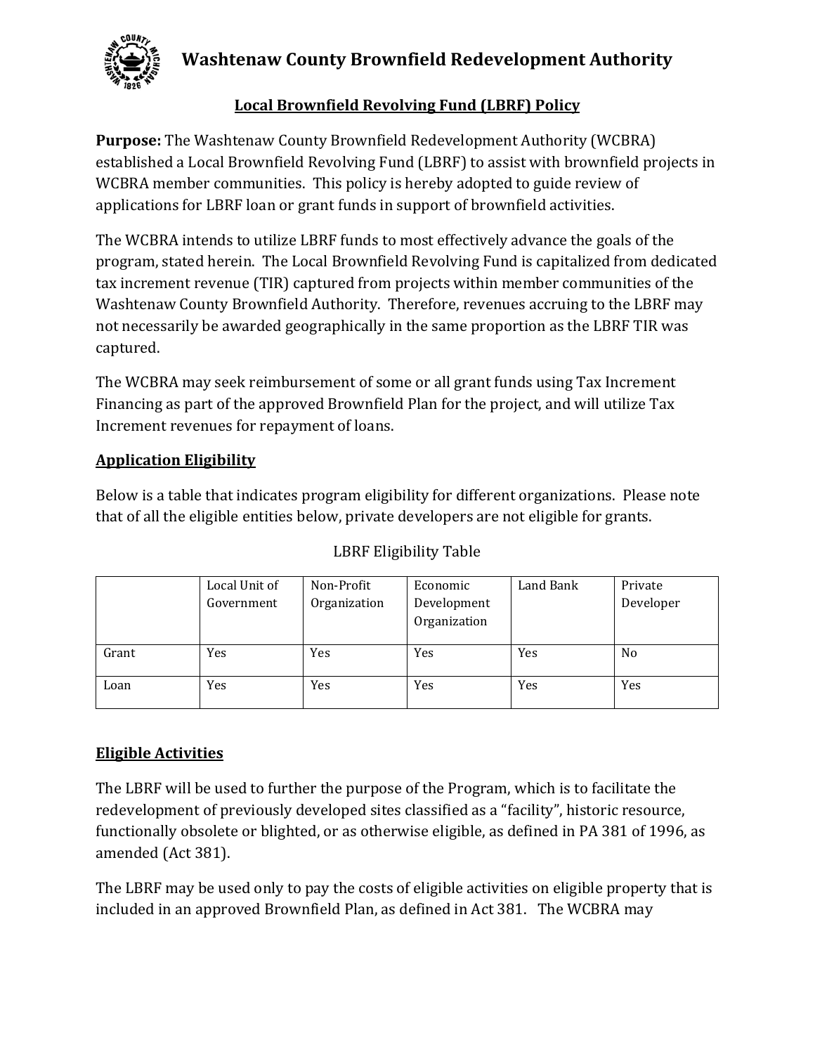# Washtenaw County Brownfield Redevelopment Authority

## Local Brownfield Revolving Fund (LBRF) Policy

**Purpose:** The Washtenaw County Brownfield Redevelopment Authority (WCBRA) established a Local Brownfield Revolving Fund (LBRF) to assist with brownfield projects in WCBRA member communities. This policy is hereby adopted to guide review of applications for LBRF loan or grant funds in support of brownfield activities.

The WCBRA intends to utilize LBRF funds to most effectively advance the goals of the program, stated herein. The Local Brownfield Revolving Fund is capitalized from dedicated tax increment revenue (TIR) captured from projects within member communities of the Washtenaw County Brownfield Authority. Therefore, revenues accruing to the LBRF may not necessarily be awarded geographically in the same proportion as the LBRF TIR was captured.

The WCBRA may seek reimbursement of some or all grant funds using Tax Increment Financing as part of the approved Brownfield Plan for the project, and will utilize Tax Increment revenues for repayment of loans.

### Application Eligibility

Below is a table that indicates program eligibility for different organizations. Please note that of all the eligible entities below, private developers are not eligible for grants.

LBRF Eligibility Table

| | Local Unit of Government | Non-Profit Organization | Economic Development Organization | Land Bank | Private Developer |
|---|---|---|---|---|---|
| Grant | Yes | Yes | Yes | Yes | No |
| Loan | Yes | Yes | Yes | Yes | Yes |

### Eligible Activities

The LBRF will be used to further the purpose of the Program, which is to facilitate the redevelopment of previously developed sites classified as a "facility", historic resource, functionally obsolete or blighted, or as otherwise eligible, as defined in PA 381 of 1996, as amended (Act 381).

The LBRF may be used only to pay the costs of eligible activities on eligible property that is included in an approved Brownfield Plan, as defined in Act 381. The WCBRA may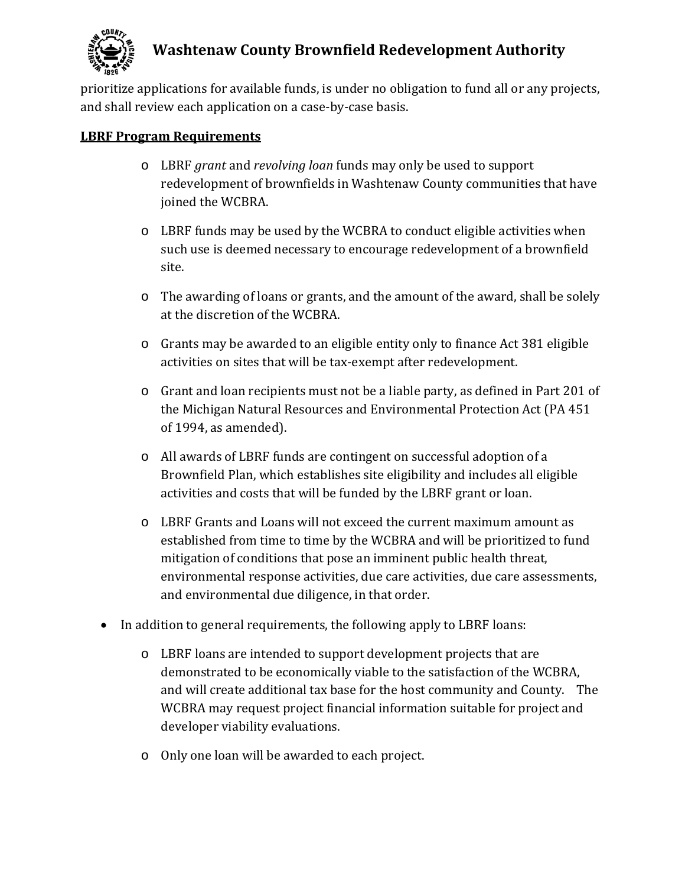prioritize applications for available funds, is under no obligation to fund all or any projects, and shall review each application on a case-by-case basis.

**LBRF Program Requirements**

- LBRF *grant* and *revolving loan* funds may only be used to support redevelopment of brownfields in Washtenaw County communities that have joined the WCBRA.
- LBRF funds may be used by the WCBRA to conduct eligible activities when such use is deemed necessary to encourage redevelopment of a brownfield site.
- The awarding of loans or grants, and the amount of the award, shall be solely at the discretion of the WCBRA.
- Grants may be awarded to an eligible entity only to finance Act 381 eligible activities on sites that will be tax-exempt after redevelopment.
- Grant and loan recipients must not be a liable party, as defined in Part 201 of the Michigan Natural Resources and Environmental Protection Act (PA 451 of 1994, as amended).
- All awards of LBRF funds are contingent on successful adoption of a Brownfield Plan, which establishes site eligibility and includes all eligible activities and costs that will be funded by the LBRF grant or loan.
- LBRF Grants and Loans will not exceed the current maximum amount as established from time to time by the WCBRA and will be prioritized to fund mitigation of conditions that pose an imminent public health threat, environmental response activities, due care activities, due care assessments, and environmental due diligence, in that order.

- In addition to general requirements, the following apply to LBRF loans:
  - LBRF loans are intended to support development projects that are demonstrated to be economically viable to the satisfaction of the WCBRA, and will create additional tax base for the host community and County. The WCBRA may request project financial information suitable for project and developer viability evaluations.
  - Only one loan will be awarded to each project.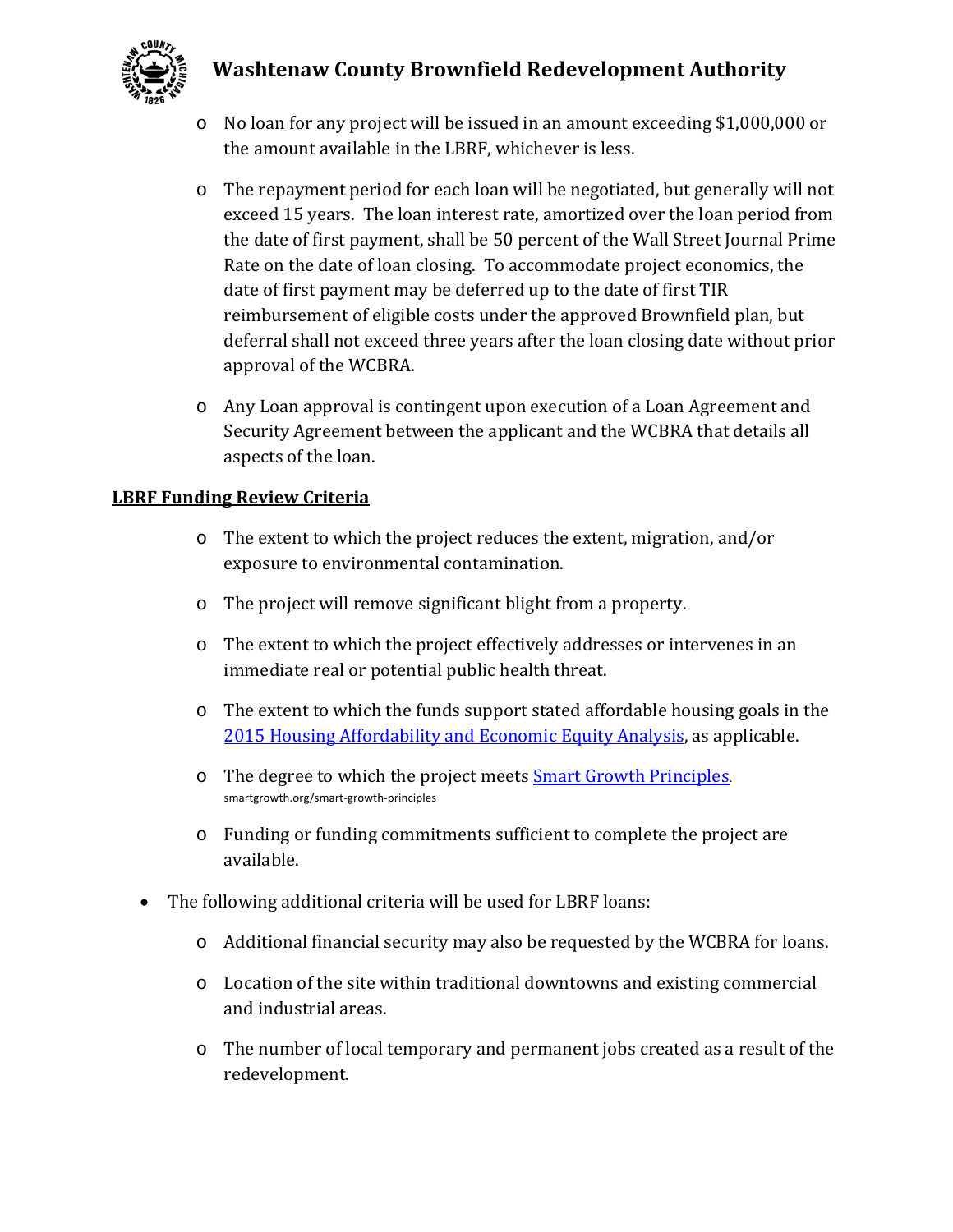- No loan for any project will be issued in an amount exceeding $1,000,000 or the amount available in the LBRF, whichever is less.
- The repayment period for each loan will be negotiated, but generally will not exceed 15 years. The loan interest rate, amortized over the loan period from the date of first payment, shall be 50 percent of the Wall Street Journal Prime Rate on the date of loan closing. To accommodate project economics, the date of first payment may be deferred up to the date of first TIR reimbursement of eligible costs under the approved Brownfield plan, but deferral shall not exceed three years after the loan closing date without prior approval of the WCBRA.
- Any Loan approval is contingent upon execution of a Loan Agreement and Security Agreement between the applicant and the WCBRA that details all aspects of the loan.

**LBRF Funding Review Criteria**

- The extent to which the project reduces the extent, migration, and/or exposure to environmental contamination.
- The project will remove significant blight from a property.
- The extent to which the project effectively addresses or intervenes in an immediate real or potential public health threat.
- The extent to which the funds support stated affordable housing goals in the 2015 Housing Affordability and Economic Equity Analysis, as applicable.
- The degree to which the project meets Smart Growth Principles. smartgrowth.org/smart-growth-principles
- Funding or funding commitments sufficient to complete the project are available.

- The following additional criteria will be used for LBRF loans:
  - Additional financial security may also be requested by the WCBRA for loans.
  - Location of the site within traditional downtowns and existing commercial and industrial areas.
  - The number of local temporary and permanent jobs created as a result of the redevelopment.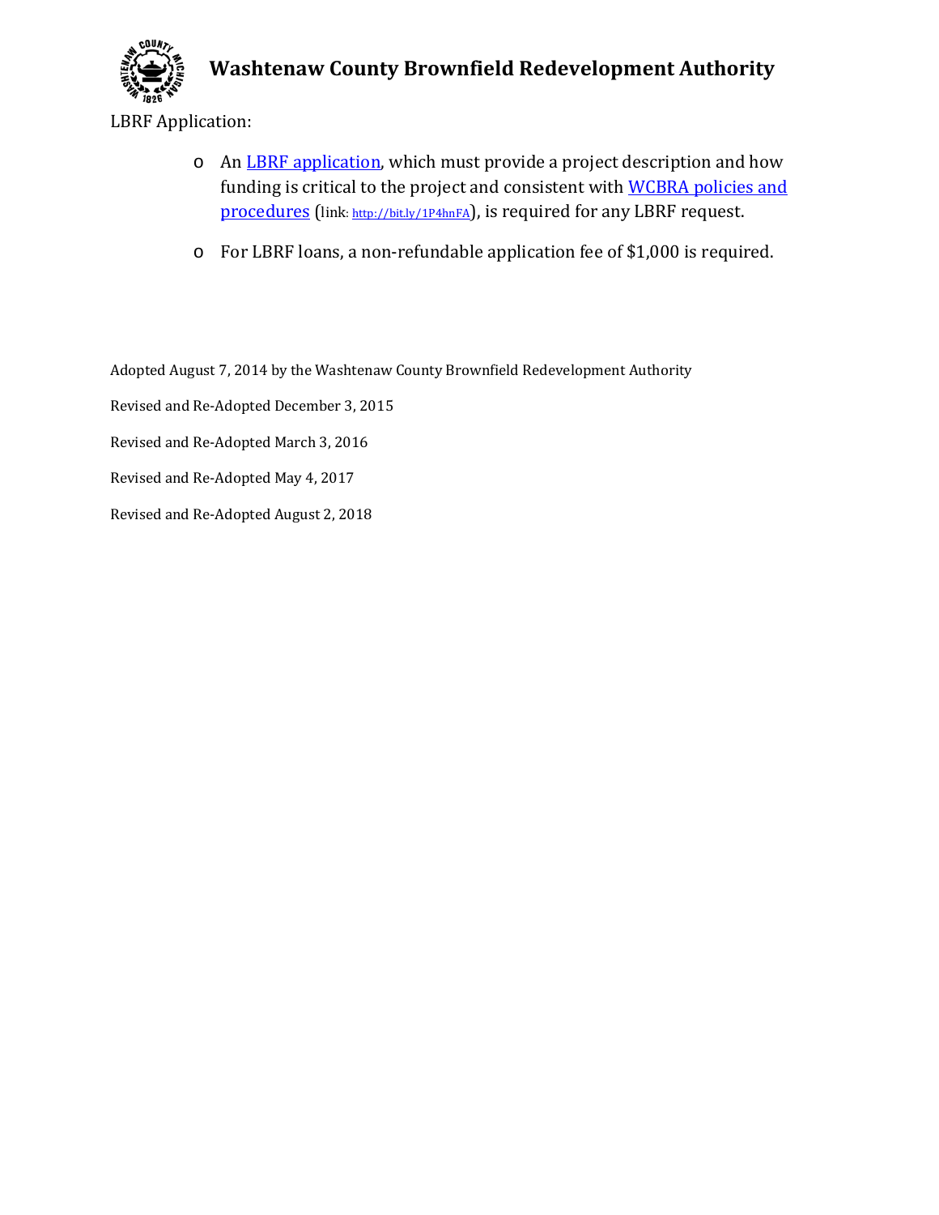LBRF Application:

- An LBRF application, which must provide a project description and how funding is critical to the project and consistent with WCBRA policies and procedures (link: http://bit.ly/1P4hnFA), is required for any LBRF request.
- For LBRF loans, a non-refundable application fee of $1,000 is required.

Adopted August 7, 2014 by the Washtenaw County Brownfield Redevelopment Authority

Revised and Re-Adopted December 3, 2015

Revised and Re-Adopted March 3, 2016

Revised and Re-Adopted May 4, 2017

Revised and Re-Adopted August 2, 2018